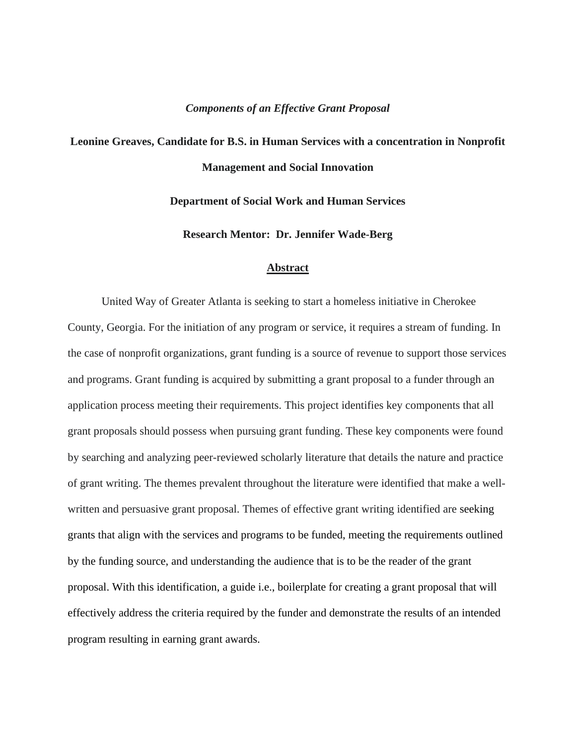# *Components of an Effective Grant Proposal*

**Leonine Greaves, Candidate for B.S. in Human Services with a concentration in Nonprofit Management and Social Innovation**

**Department of Social Work and Human Services**

**Research Mentor: Dr. Jennifer Wade-Berg**

## Abstract

United Way of Greater Atlanta is seeking to start a homeless initiative in Cherokee County, Georgia. For the initiation of any program or service, it requires a stream of funding. In the case of nonprofit organizations, grant funding is a source of revenue to support those services and programs. Grant funding is acquired by submitting a grant proposal to a funder through an application process meeting their requirements. This project identifies key components that all grant proposals should possess when pursuing grant funding. These key components were found by searching and analyzing peer-reviewed scholarly literature that details the nature and practice of grant writing. The themes prevalent throughout the literature were identified that make a well-written and persuasive grant proposal. Themes of effective grant writing identified are seeking grants that align with the services and programs to be funded, meeting the requirements outlined by the funding source, and understanding the audience that is to be the reader of the grant proposal. With this identification, a guide i.e., boilerplate for creating a grant proposal that will effectively address the criteria required by the funder and demonstrate the results of an intended program resulting in earning grant awards.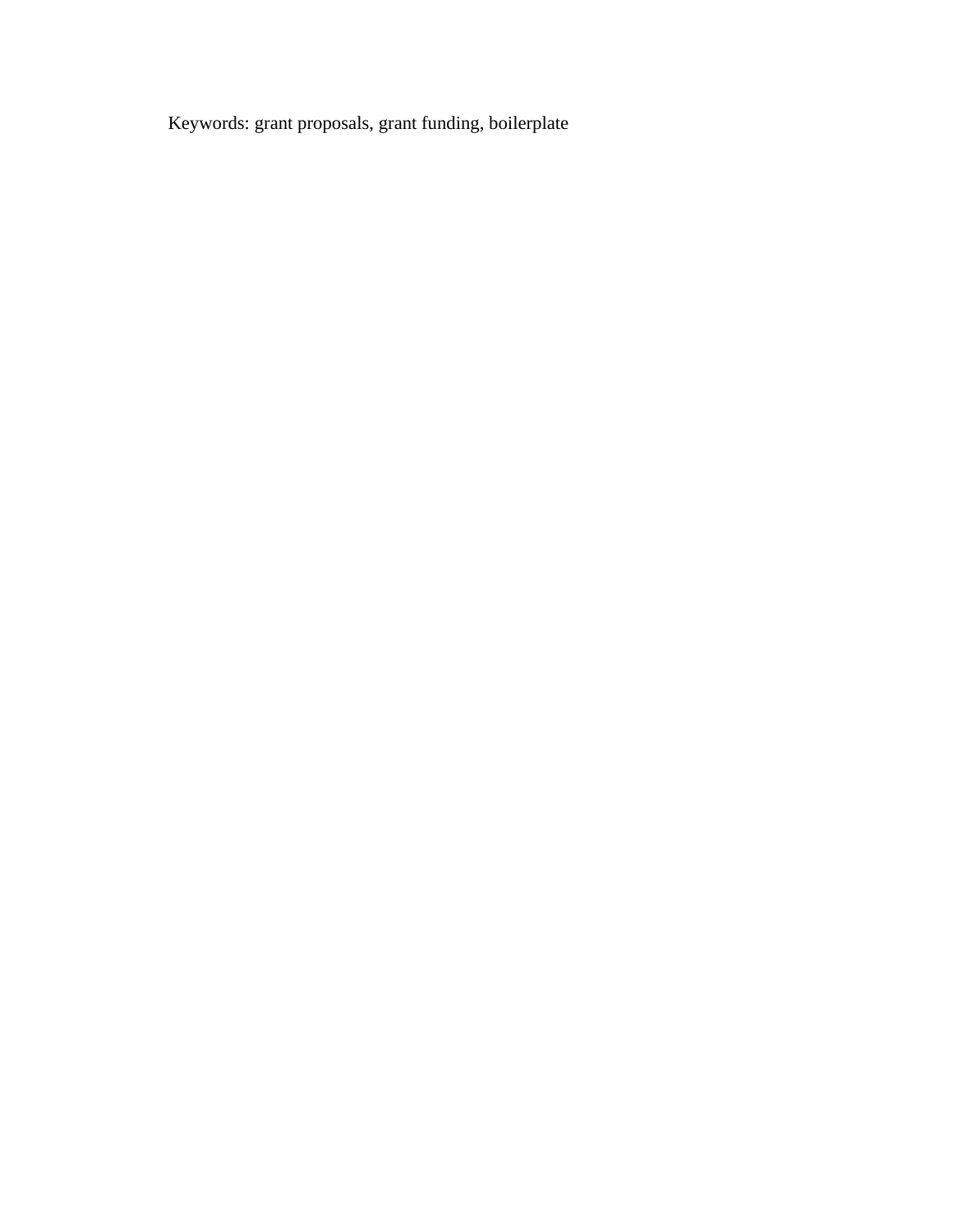Keywords: grant proposals, grant funding, boilerplate